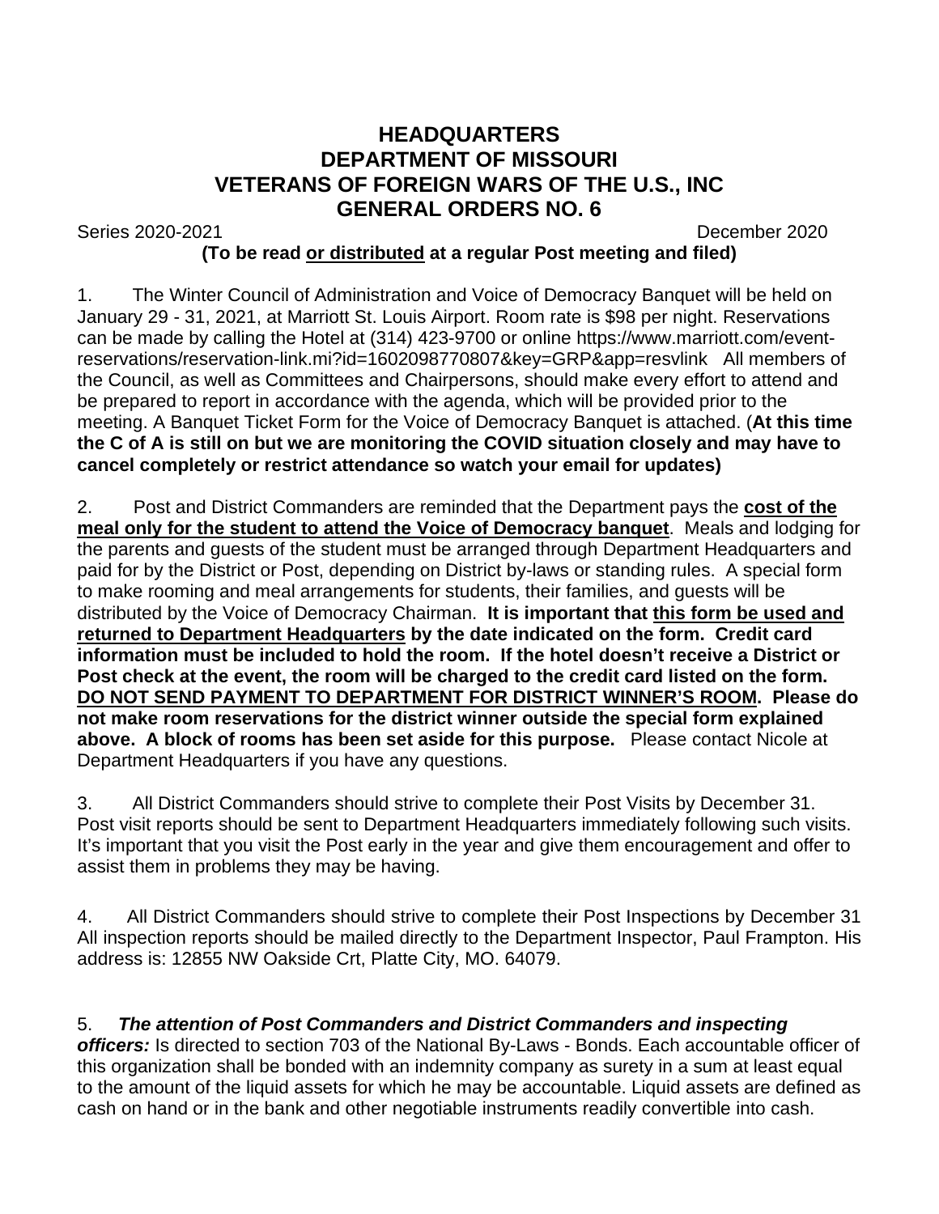# HEADQUARTERS
# DEPARTMENT OF MISSOURI
# VETERANS OF FOREIGN WARS OF THE U.S., INC
# GENERAL ORDERS NO. 6

Series 2020-2021 December 2020

**(To be read <u>or distributed</u> at a regular Post meeting and filed)**

1. The Winter Council of Administration and Voice of Democracy Banquet will be held on January 29 - 31, 2021, at Marriott St. Louis Airport. Room rate is $98 per night. Reservations can be made by calling the Hotel at (314) 423-9700 or online https://www.marriott.com/event-reservations/reservation-link.mi?id=1602098770807&key=GRP&app=resvlink All members of the Council, as well as Committees and Chairpersons, should make every effort to attend and be prepared to report in accordance with the agenda, which will be provided prior to the meeting. A Banquet Ticket Form for the Voice of Democracy Banquet is attached. (**At this time the C of A is still on but we are monitoring the COVID situation closely and may have to cancel completely or restrict attendance so watch your email for updates)**

2. Post and District Commanders are reminded that the Department pays the **<u>cost of the meal only for the student to attend the Voice of Democracy banquet</u>**. Meals and lodging for the parents and guests of the student must be arranged through Department Headquarters and paid for by the District or Post, depending on District by-laws or standing rules. A special form to make rooming and meal arrangements for students, their families, and guests will be distributed by the Voice of Democracy Chairman. **It is important that <u>this form be used and returned to Department Headquarters</u> by the date indicated on the form. Credit card information must be included to hold the room. If the hotel doesn't receive a District or Post check at the event, the room will be charged to the credit card listed on the form. <u>DO NOT SEND PAYMENT TO DEPARTMENT FOR DISTRICT WINNER'S ROOM</u>. Please do not make room reservations for the district winner outside the special form explained above. A block of rooms has been set aside for this purpose.** Please contact Nicole at Department Headquarters if you have any questions.

3. All District Commanders should strive to complete their Post Visits by December 31. Post visit reports should be sent to Department Headquarters immediately following such visits. It's important that you visit the Post early in the year and give them encouragement and offer to assist them in problems they may be having.

4. All District Commanders should strive to complete their Post Inspections by December 31 All inspection reports should be mailed directly to the Department Inspector, Paul Frampton. His address is: 12855 NW Oakside Crt, Platte City, MO. 64079.

5. ***The attention of Post Commanders and District Commanders and inspecting officers:*** Is directed to section 703 of the National By-Laws - Bonds. Each accountable officer of this organization shall be bonded with an indemnity company as surety in a sum at least equal to the amount of the liquid assets for which he may be accountable. Liquid assets are defined as cash on hand or in the bank and other negotiable instruments readily convertible into cash.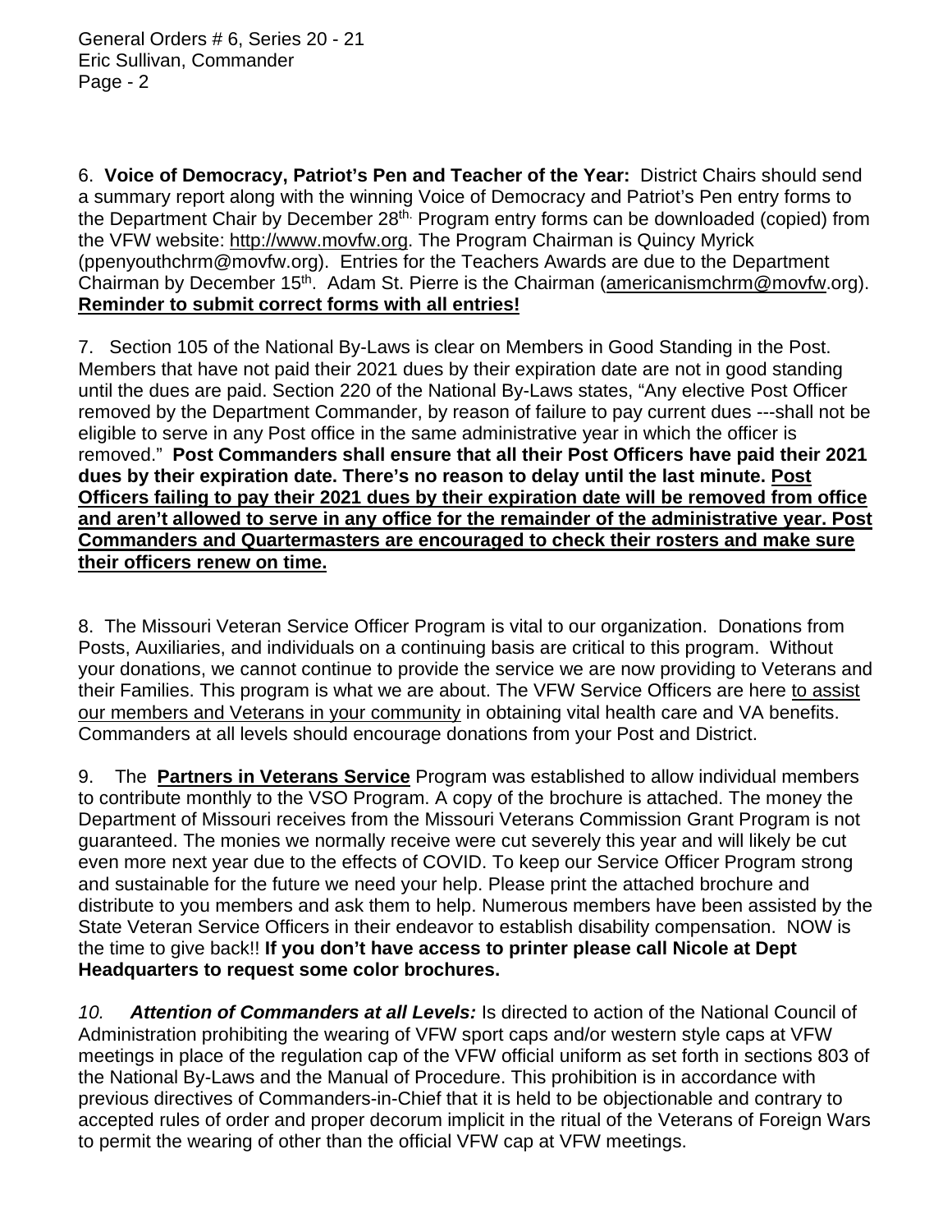6. **Voice of Democracy, Patriot's Pen and Teacher of the Year:** District Chairs should send a summary report along with the winning Voice of Democracy and Patriot's Pen entry forms to the Department Chair by December 28th. Program entry forms can be downloaded (copied) from the VFW website: http://www.movfw.org. The Program Chairman is Quincy Myrick (ppenyouthchrm@movfw.org). Entries for the Teachers Awards are due to the Department Chairman by December 15th. Adam St. Pierre is the Chairman (americanismchrm@movfw.org). **Reminder to submit correct forms with all entries!**

7. Section 105 of the National By-Laws is clear on Members in Good Standing in the Post. Members that have not paid their 2021 dues by their expiration date are not in good standing until the dues are paid. Section 220 of the National By-Laws states, "Any elective Post Officer removed by the Department Commander, by reason of failure to pay current dues ---shall not be eligible to serve in any Post office in the same administrative year in which the officer is removed." **Post Commanders shall ensure that all their Post Officers have paid their 2021 dues by their expiration date. There's no reason to delay until the last minute. Post Officers failing to pay their 2021 dues by their expiration date will be removed from office and aren't allowed to serve in any office for the remainder of the administrative year. Post Commanders and Quartermasters are encouraged to check their rosters and make sure their officers renew on time.**

8. The Missouri Veteran Service Officer Program is vital to our organization. Donations from Posts, Auxiliaries, and individuals on a continuing basis are critical to this program. Without your donations, we cannot continue to provide the service we are now providing to Veterans and their Families. This program is what we are about. The VFW Service Officers are here to assist our members and Veterans in your community in obtaining vital health care and VA benefits. Commanders at all levels should encourage donations from your Post and District.

9. The **Partners in Veterans Service** Program was established to allow individual members to contribute monthly to the VSO Program. A copy of the brochure is attached. The money the Department of Missouri receives from the Missouri Veterans Commission Grant Program is not guaranteed. The monies we normally receive were cut severely this year and will likely be cut even more next year due to the effects of COVID. To keep our Service Officer Program strong and sustainable for the future we need your help. Please print the attached brochure and distribute to you members and ask them to help. Numerous members have been assisted by the State Veteran Service Officers in their endeavor to establish disability compensation. NOW is the time to give back!! **If you don't have access to printer please call Nicole at Dept Headquarters to request some color brochures.**

*10.* ***Attention of Commanders at all Levels:*** Is directed to action of the National Council of Administration prohibiting the wearing of VFW sport caps and/or western style caps at VFW meetings in place of the regulation cap of the VFW official uniform as set forth in sections 803 of the National By-Laws and the Manual of Procedure. This prohibition is in accordance with previous directives of Commanders-in-Chief that it is held to be objectionable and contrary to accepted rules of order and proper decorum implicit in the ritual of the Veterans of Foreign Wars to permit the wearing of other than the official VFW cap at VFW meetings.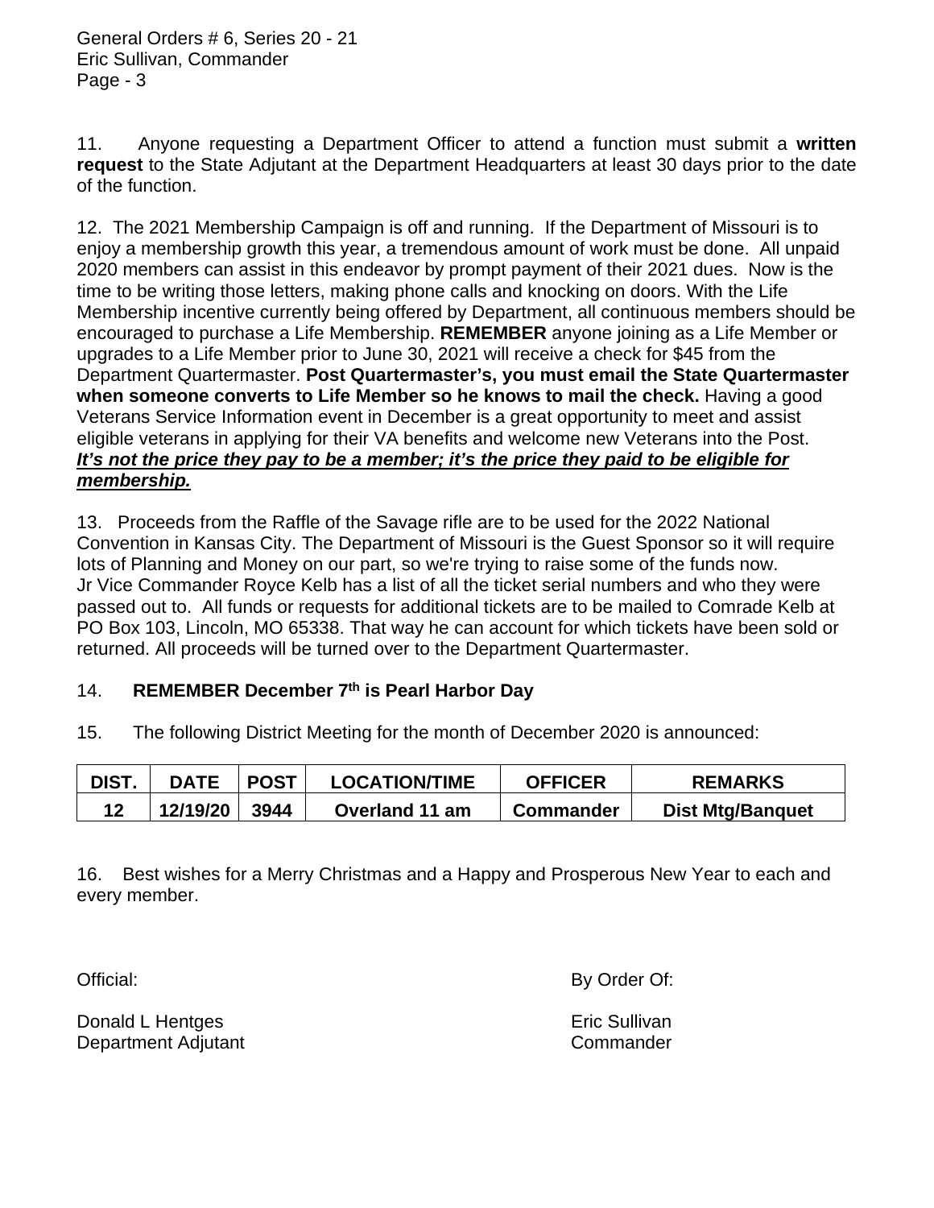11. Anyone requesting a Department Officer to attend a function must submit a **written request** to the State Adjutant at the Department Headquarters at least 30 days prior to the date of the function.

12. The 2021 Membership Campaign is off and running. If the Department of Missouri is to enjoy a membership growth this year, a tremendous amount of work must be done. All unpaid 2020 members can assist in this endeavor by prompt payment of their 2021 dues. Now is the time to be writing those letters, making phone calls and knocking on doors. With the Life Membership incentive currently being offered by Department, all continuous members should be encouraged to purchase a Life Membership. **REMEMBER** anyone joining as a Life Member or upgrades to a Life Member prior to June 30, 2021 will receive a check for $45 from the Department Quartermaster. **Post Quartermaster's, you must email the State Quartermaster when someone converts to Life Member so he knows to mail the check.** Having a good Veterans Service Information event in December is a great opportunity to meet and assist eligible veterans in applying for their VA benefits and welcome new Veterans into the Post. ***It's not the price they pay to be a member; it's the price they paid to be eligible for membership.***

13. Proceeds from the Raffle of the Savage rifle are to be used for the 2022 National Convention in Kansas City. The Department of Missouri is the Guest Sponsor so it will require lots of Planning and Money on our part, so we're trying to raise some of the funds now. Jr Vice Commander Royce Kelb has a list of all the ticket serial numbers and who they were passed out to. All funds or requests for additional tickets are to be mailed to Comrade Kelb at PO Box 103, Lincoln, MO 65338. That way he can account for which tickets have been sold or returned. All proceeds will be turned over to the Department Quartermaster.

14. **REMEMBER December 7th is Pearl Harbor Day**

15. The following District Meeting for the month of December 2020 is announced:

| DIST. | DATE | POST | LOCATION/TIME | OFFICER | REMARKS |
|---|---|---|---|---|---|
| 12 | 12/19/20 | 3944 | Overland 11 am | Commander | Dist Mtg/Banquet |

16. Best wishes for a Merry Christmas and a Happy and Prosperous New Year to each and every member.

Official:

Donald L Hentges
Department Adjutant

By Order Of:

Eric Sullivan
Commander